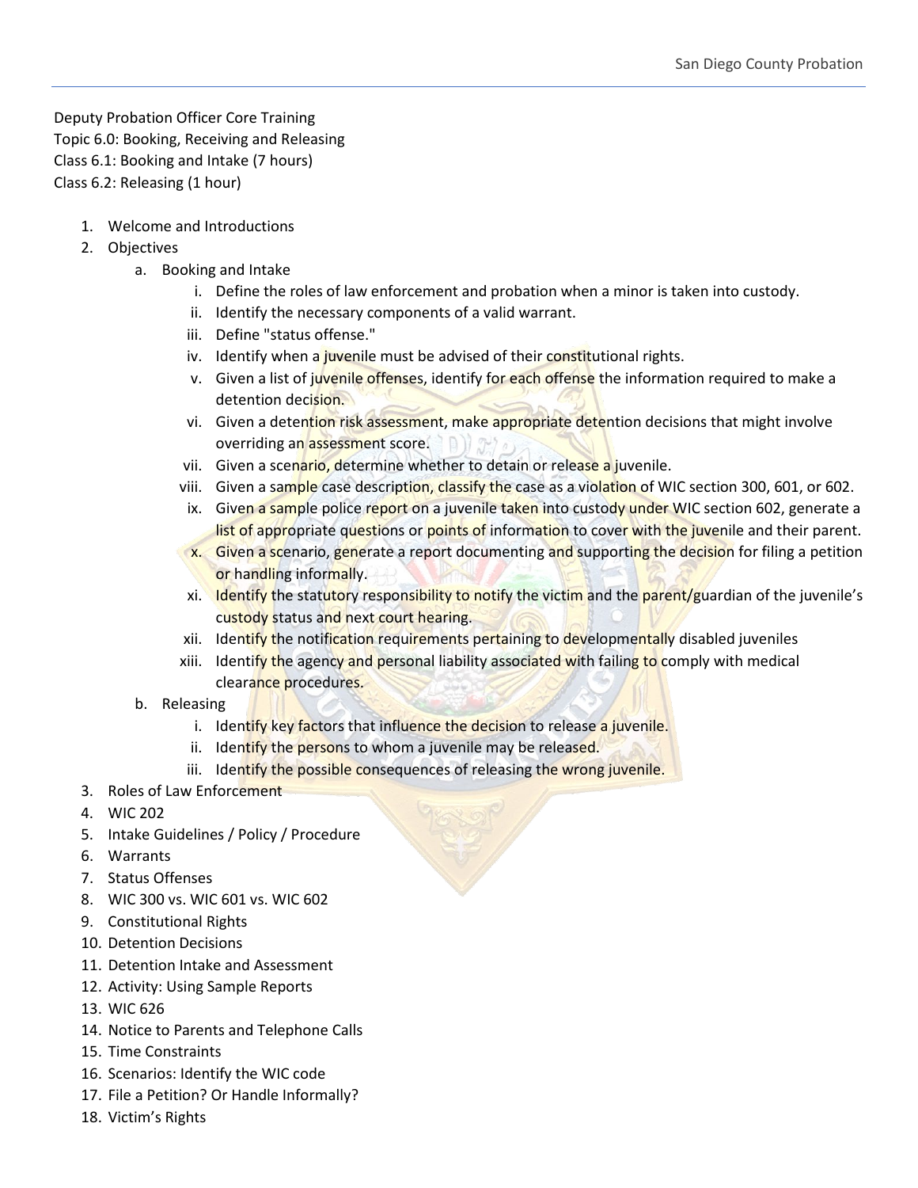Deputy Probation Officer Core Training
Topic 6.0: Booking, Receiving and Releasing
Class 6.1: Booking and Intake (7 hours)
Class 6.2: Releasing (1 hour)

1. Welcome and Introductions
2. Objectives
    a. Booking and Intake
        i. Define the roles of law enforcement and probation when a minor is taken into custody.
        ii. Identify the necessary components of a valid warrant.
        iii. Define "status offense."
        iv. Identify when a juvenile must be advised of their constitutional rights.
        v. Given a list of juvenile offenses, identify for each offense the information required to make a detention decision.
        vi. Given a detention risk assessment, make appropriate detention decisions that might involve overriding an assessment score.
        vii. Given a scenario, determine whether to detain or release a juvenile.
        viii. Given a sample case description, classify the case as a violation of WIC section 300, 601, or 602.
        ix. Given a sample police report on a juvenile taken into custody under WIC section 602, generate a list of appropriate questions or points of information to cover with the juvenile and their parent.
        x. Given a scenario, generate a report documenting and supporting the decision for filing a petition or handling informally.
        xi. Identify the statutory responsibility to notify the victim and the parent/guardian of the juvenile's custody status and next court hearing.
        xii. Identify the notification requirements pertaining to developmentally disabled juveniles
        xiii. Identify the agency and personal liability associated with failing to comply with medical clearance procedures.
    b. Releasing
        i. Identify key factors that influence the decision to release a juvenile.
        ii. Identify the persons to whom a juvenile may be released.
        iii. Identify the possible consequences of releasing the wrong juvenile.
3. Roles of Law Enforcement
4. WIC 202
5. Intake Guidelines / Policy / Procedure
6. Warrants
7. Status Offenses
8. WIC 300 vs. WIC 601 vs. WIC 602
9. Constitutional Rights
10. Detention Decisions
11. Detention Intake and Assessment
12. Activity: Using Sample Reports
13. WIC 626
14. Notice to Parents and Telephone Calls
15. Time Constraints
16. Scenarios: Identify the WIC code
17. File a Petition? Or Handle Informally?
18. Victim's Rights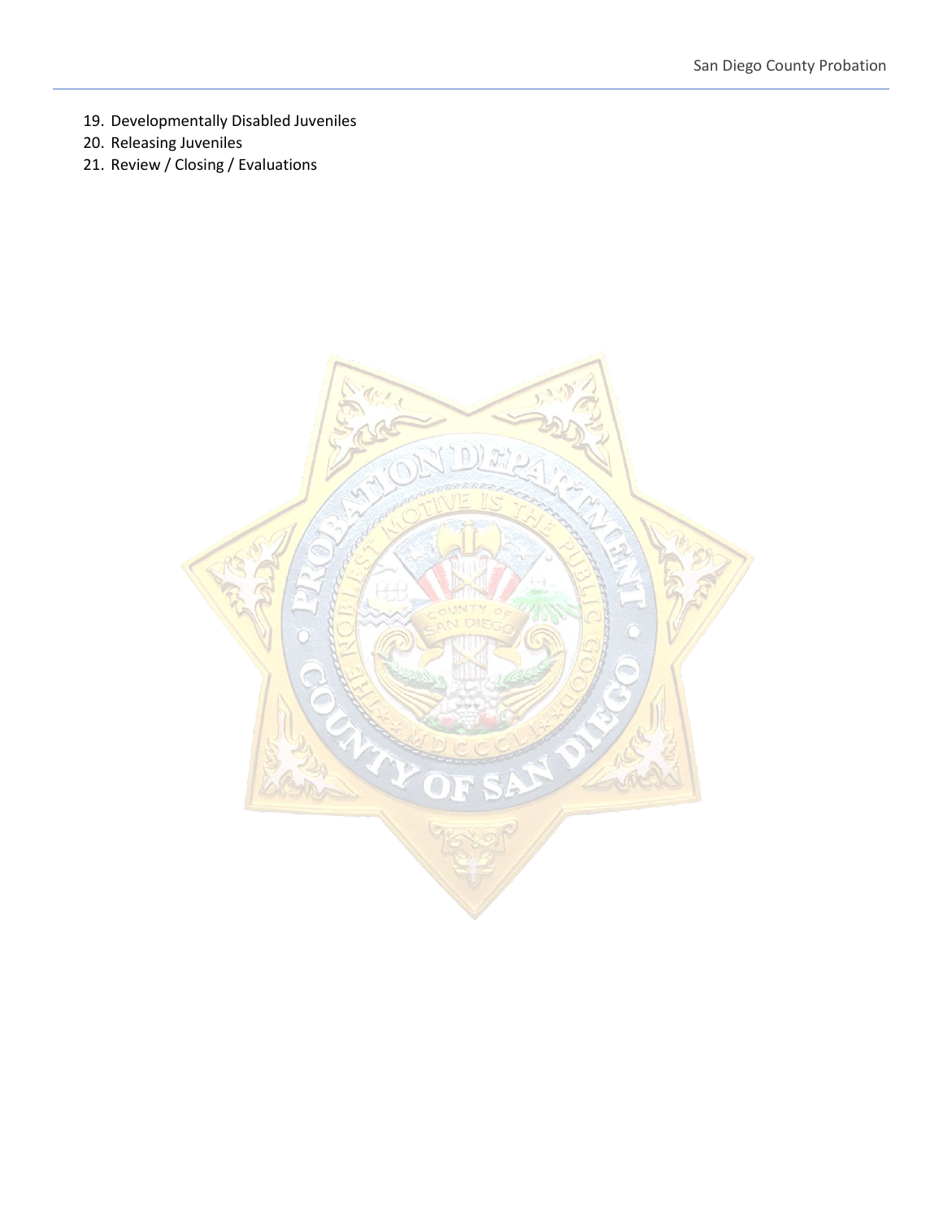19. Developmentally Disabled Juveniles
20. Releasing Juveniles
21. Review / Closing / Evaluations